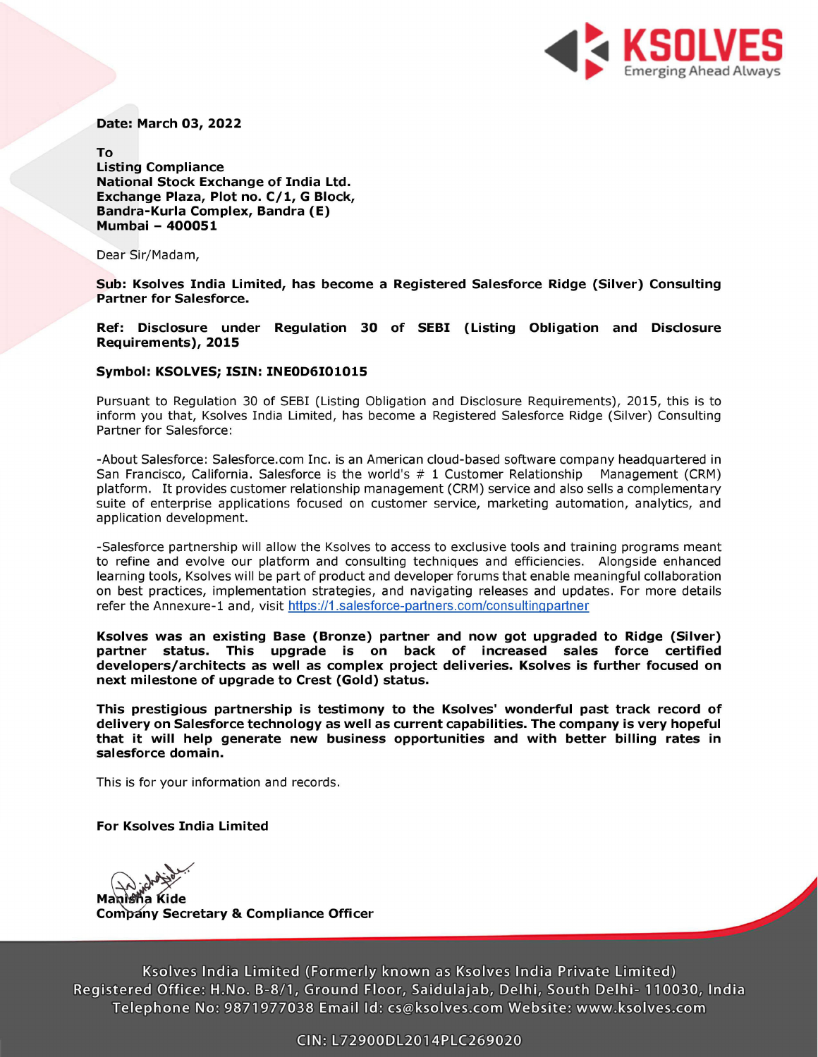KSOLVES
Emerging Ahead Always

**Date: March 03, 2022**

**To**
**Listing Compliance**
**National Stock Exchange of India Ltd.**
**Exchange Plaza, Plot no. C/1, G Block,**
**Bandra-Kurla Complex, Bandra (E)**
**Mumbai – 400051**

Dear Sir/Madam,

**Sub: Ksolves India Limited, has become a Registered Salesforce Ridge (Silver) Consulting Partner for Salesforce.**

**Ref: Disclosure under Regulation 30 of SEBI (Listing Obligation and Disclosure Requirements), 2015**

**Symbol: KSOLVES; ISIN: INE0D6I01015**

Pursuant to Regulation 30 of SEBI (Listing Obligation and Disclosure Requirements), 2015, this is to inform you that, Ksolves India Limited, has become a Registered Salesforce Ridge (Silver) Consulting Partner for Salesforce:

-About Salesforce: Salesforce.com Inc. is an American cloud-based software company headquartered in San Francisco, California. Salesforce is the world's # 1 Customer Relationship Management (CRM) platform. It provides customer relationship management (CRM) service and also sells a complementary suite of enterprise applications focused on customer service, marketing automation, analytics, and application development.

-Salesforce partnership will allow the Ksolves to access to exclusive tools and training programs meant to refine and evolve our platform and consulting techniques and efficiencies. Alongside enhanced learning tools, Ksolves will be part of product and developer forums that enable meaningful collaboration on best practices, implementation strategies, and navigating releases and updates. For more details refer the Annexure-1 and, visit https://1.salesforce-partners.com/consultingpartner

**Ksolves was an existing Base (Bronze) partner and now got upgraded to Ridge (Silver) partner status. This upgrade is on back of increased sales force certified developers/architects as well as complex project deliveries. Ksolves is further focused on next milestone of upgrade to Crest (Gold) status.**

**This prestigious partnership is testimony to the Ksolves' wonderful past track record of delivery on Salesforce technology as well as current capabilities. The company is very hopeful that it will help generate new business opportunities and with better billing rates in salesforce domain.**

This is for your information and records.

**For Ksolves India Limited**

**Manisha Kide**
**Company Secretary & Compliance Officer**

Ksolves India Limited (Formerly known as Ksolves India Private Limited)
Registered Office: H.No. B-8/1, Ground Floor, Saidulajab, Delhi, South Delhi- 110030, India
Telephone No: 9871977038 Email Id: cs@ksolves.com Website: www.ksolves.com

CIN: L72900DL2014PLC269020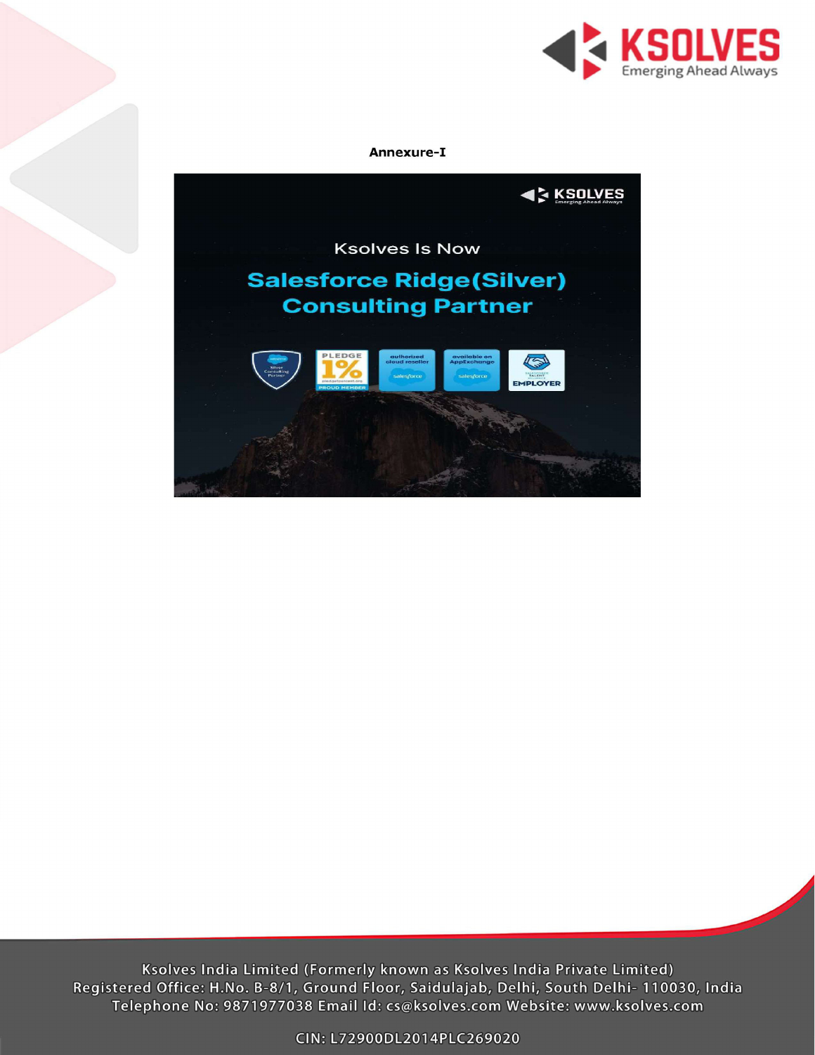Annexure-I

Ksolves Is Now

Salesforce Ridge(Silver) Consulting Partner